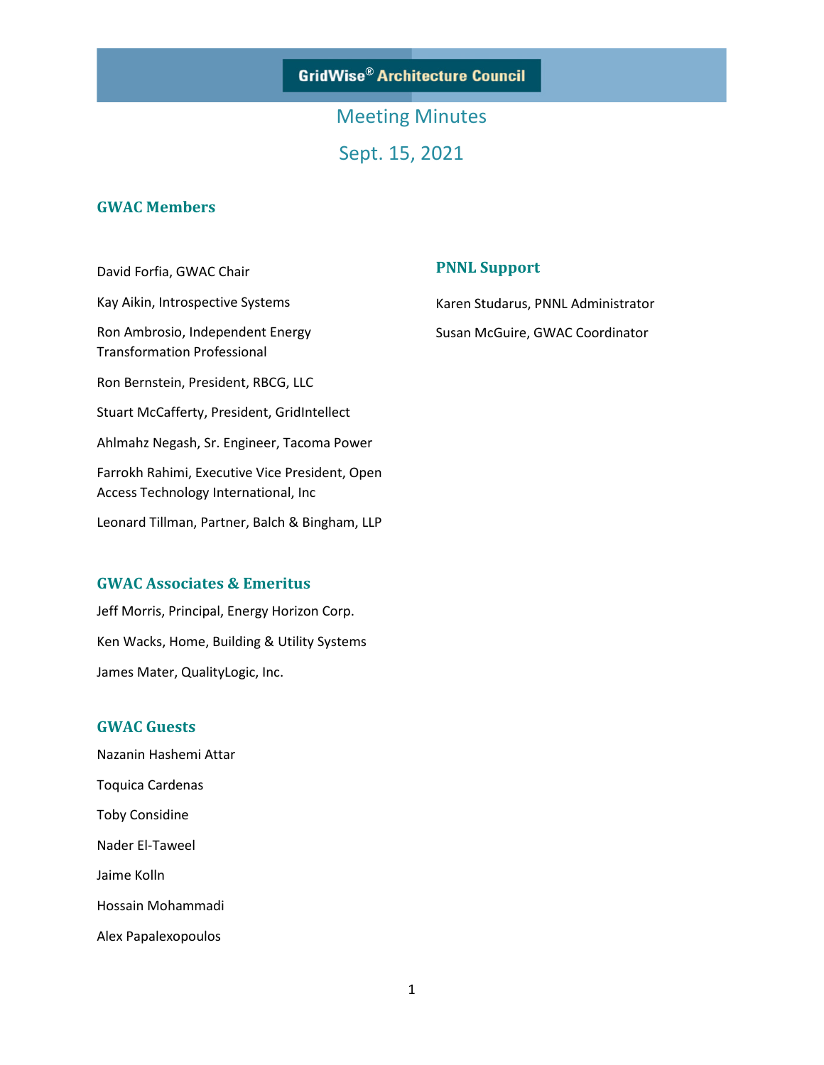**GridWise® Architecture Council**

# Meeting Minutes

## Sept. 15, 2021

### GWAC Members

David Forfia, GWAC Chair

Kay Aikin, Introspective Systems

Ron Ambrosio, Independent Energy Transformation Professional

Ron Bernstein, President, RBCG, LLC

Stuart McCafferty, President, GridIntellect

Ahlmahz Negash, Sr. Engineer, Tacoma Power

Farrokh Rahimi, Executive Vice President, Open Access Technology International, Inc

Leonard Tillman, Partner, Balch & Bingham, LLP

### PNNL Support

Karen Studarus, PNNL Administrator

Susan McGuire, GWAC Coordinator

### GWAC Associates & Emeritus

Jeff Morris, Principal, Energy Horizon Corp.

Ken Wacks, Home, Building & Utility Systems

James Mater, QualityLogic, Inc.

### GWAC Guests

Nazanin Hashemi Attar

Toquica Cardenas

Toby Considine

Nader El-Taweel

Jaime Kolln

Hossain Mohammadi

Alex Papalexopoulos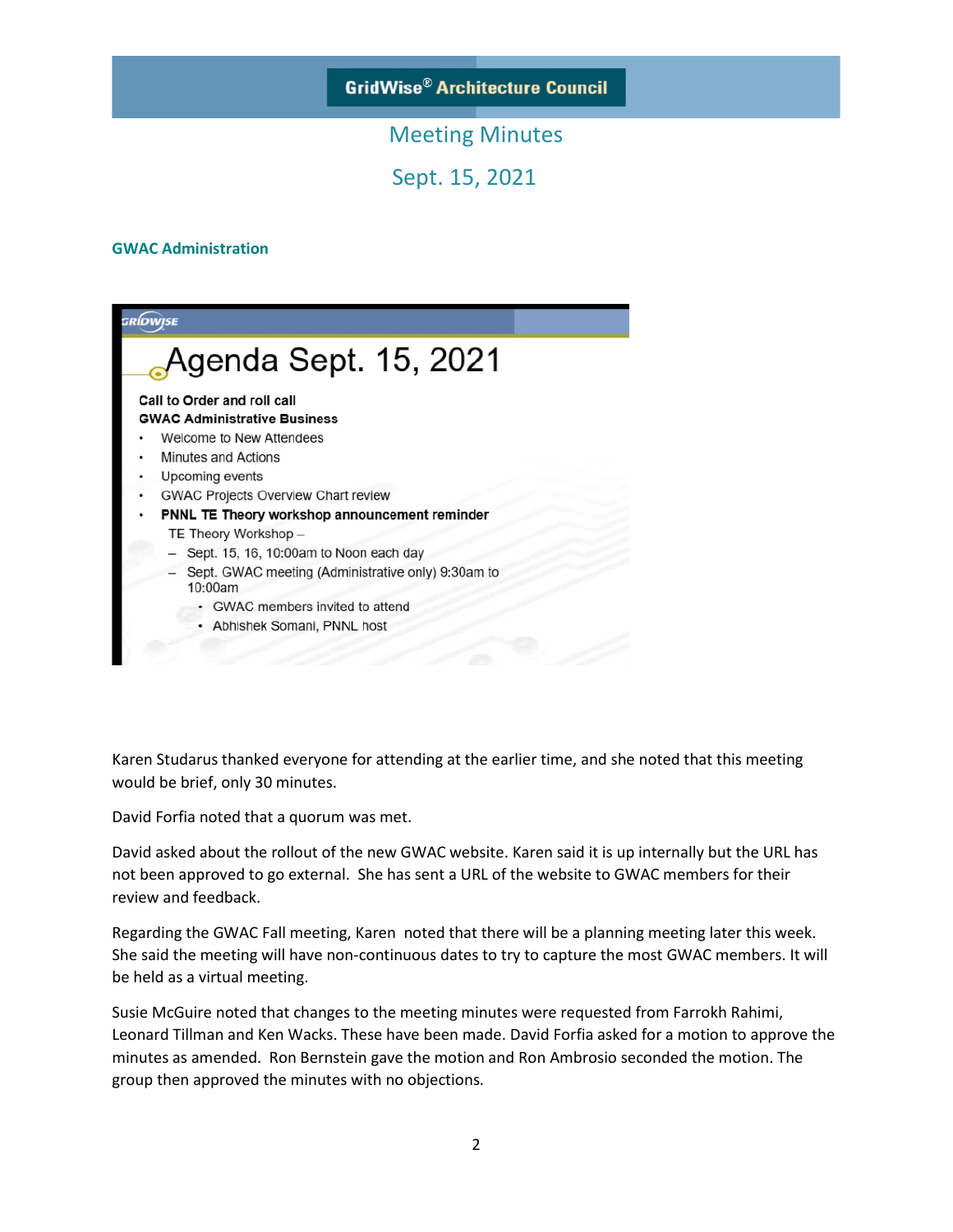# GridWise® Architecture Council

## Meeting Minutes

## Sept. 15, 2021

### GWAC Administration

**Agenda Sept. 15, 2021**

**Call to Order and roll call**

**GWAC Administrative Business**

- Welcome to New Attendees
- Minutes and Actions
- Upcoming events
- GWAC Projects Overview Chart review
- **PNNL TE Theory workshop announcement reminder**

  TE Theory Workshop –
  - Sept. 15, 16, 10:00am to Noon each day
  - Sept. GWAC meeting (Administrative only) 9:30am to 10:00am
    - GWAC members invited to attend
    - Abhishek Somani, PNNL host

Karen Studarus thanked everyone for attending at the earlier time, and she noted that this meeting would be brief, only 30 minutes.

David Forfia noted that a quorum was met.

David asked about the rollout of the new GWAC website. Karen said it is up internally but the URL has not been approved to go external. She has sent a URL of the website to GWAC members for their review and feedback.

Regarding the GWAC Fall meeting, Karen noted that there will be a planning meeting later this week. She said the meeting will have non-continuous dates to try to capture the most GWAC members. It will be held as a virtual meeting.

Susie McGuire noted that changes to the meeting minutes were requested from Farrokh Rahimi, Leonard Tillman and Ken Wacks. These have been made. David Forfia asked for a motion to approve the minutes as amended. Ron Bernstein gave the motion and Ron Ambrosio seconded the motion. The group then approved the minutes with no objections.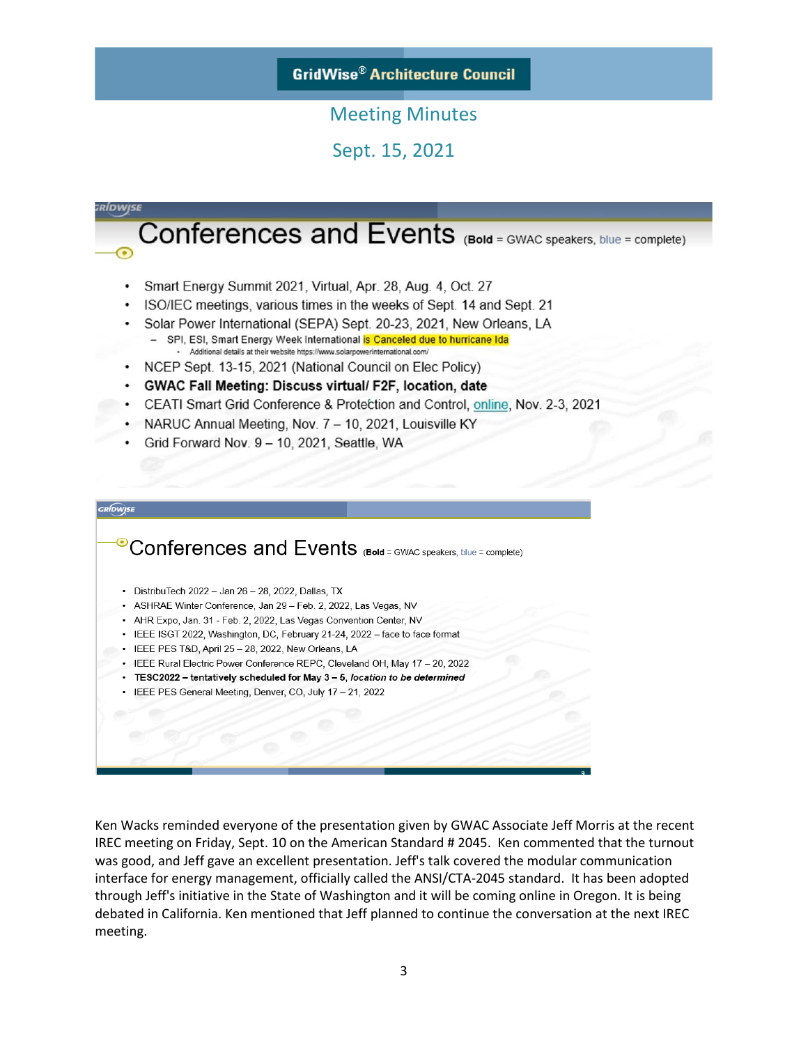# Conferences and Events (**Bold** = GWAC speakers, blue = complete)

- Smart Energy Summit 2021, Virtual, Apr. 28, Aug. 4, Oct. 27
- ISO/IEC meetings, various times in the weeks of Sept. 14 and Sept. 21
- Solar Power International (SEPA) Sept. 20-23, 2021, New Orleans, LA
  - SPI, ESI, Smart Energy Week International is Canceled due to hurricane Ida
    - Additional details at their website https://www.solarpowerinternational.com/
- NCEP Sept. 13-15, 2021 (National Council on Elec Policy)
- **GWAC Fall Meeting: Discuss virtual/ F2F, location, date**
- CEATI Smart Grid Conference & Protection and Control, online, Nov. 2-3, 2021
- NARUC Annual Meeting, Nov. 7 – 10, 2021, Louisville KY
- Grid Forward Nov. 9 – 10, 2021, Seattle, WA

# Conferences and Events (**Bold** = GWAC speakers, blue = complete)

- DistribuTech 2022 – Jan 26 – 28, 2022, Dallas, TX
- ASHRAE Winter Conference, Jan 29 – Feb. 2, 2022, Las Vegas, NV
- AHR Expo, Jan. 31 - Feb. 2, 2022, Las Vegas Convention Center, NV
- IEEE ISGT 2022, Washington, DC, February 21-24, 2022 – face to face format
- IEEE PES T&D, April 25 – 28, 2022, New Orleans, LA
- IEEE Rural Electric Power Conference REPC, Cleveland OH, May 17 – 20, 2022
- **TESC2022 – tentatively scheduled for May 3 – 5, *location to be determined***
- IEEE PES General Meeting, Denver, CO, July 17 – 21, 2022

Ken Wacks reminded everyone of the presentation given by GWAC Associate Jeff Morris at the recent IREC meeting on Friday, Sept. 10 on the American Standard # 2045. Ken commented that the turnout was good, and Jeff gave an excellent presentation. Jeff's talk covered the modular communication interface for energy management, officially called the ANSI/CTA-2045 standard. It has been adopted through Jeff's initiative in the State of Washington and it will be coming online in Oregon. It is being debated in California. Ken mentioned that Jeff planned to continue the conversation at the next IREC meeting.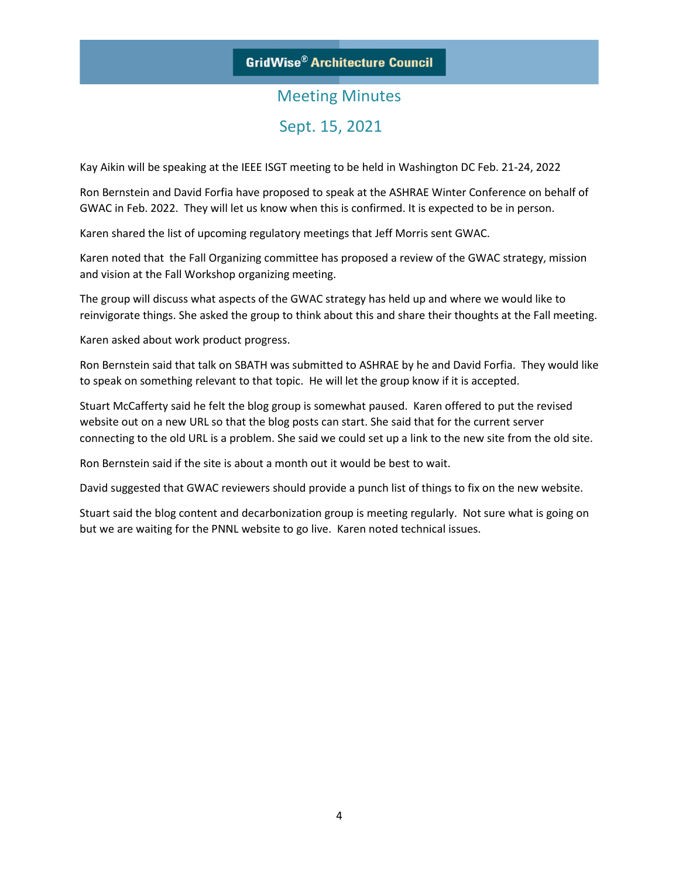GridWise® Architecture Council

## Meeting Minutes

## Sept. 15, 2021

Kay Aikin will be speaking at the IEEE ISGT meeting to be held in Washington DC Feb. 21-24, 2022

Ron Bernstein and David Forfia have proposed to speak at the ASHRAE Winter Conference on behalf of GWAC in Feb. 2022. They will let us know when this is confirmed. It is expected to be in person.

Karen shared the list of upcoming regulatory meetings that Jeff Morris sent GWAC.

Karen noted that the Fall Organizing committee has proposed a review of the GWAC strategy, mission and vision at the Fall Workshop organizing meeting.

The group will discuss what aspects of the GWAC strategy has held up and where we would like to reinvigorate things. She asked the group to think about this and share their thoughts at the Fall meeting.

Karen asked about work product progress.

Ron Bernstein said that talk on SBATH was submitted to ASHRAE by he and David Forfia. They would like to speak on something relevant to that topic. He will let the group know if it is accepted.

Stuart McCafferty said he felt the blog group is somewhat paused. Karen offered to put the revised website out on a new URL so that the blog posts can start. She said that for the current server connecting to the old URL is a problem. She said we could set up a link to the new site from the old site.

Ron Bernstein said if the site is about a month out it would be best to wait.

David suggested that GWAC reviewers should provide a punch list of things to fix on the new website.

Stuart said the blog content and decarbonization group is meeting regularly. Not sure what is going on but we are waiting for the PNNL website to go live. Karen noted technical issues.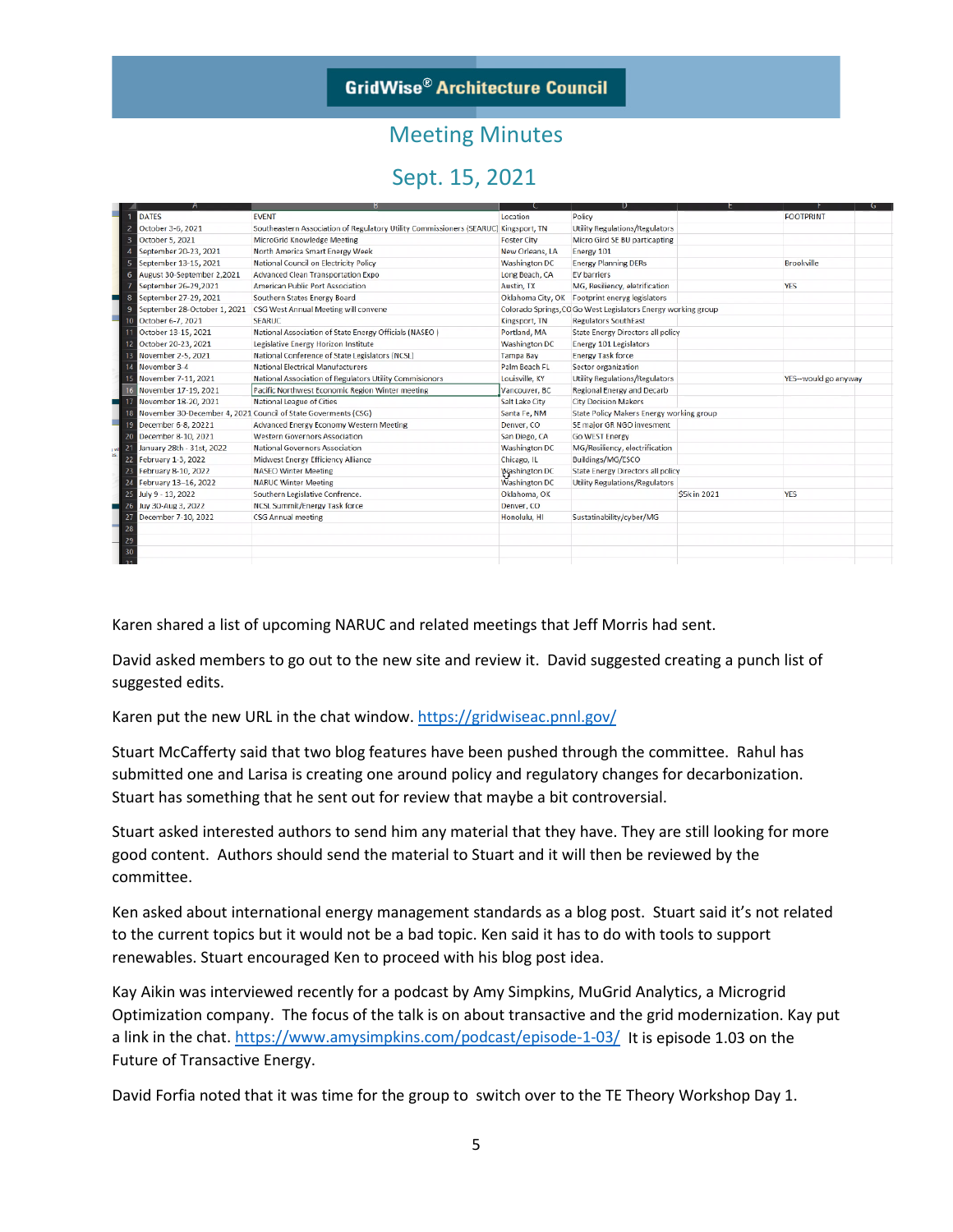# GridWise® Architecture Council

## Meeting Minutes

## Sept. 15, 2021

| DATES | EVENT | Location | Policy | | FOOTPRINT |
|---|---|---|---|---|---|
| October 3-6, 2021 | Southeastern Association of Regulatory Utility Commissioners (SEARUC) | Kingsport, TN | Utility Regulations/Regulators | | |
| October 5, 2021 | MicroGrid Knowledge Meeting | Foster City | Micro Gird SE BU particapting | | |
| September 20-23, 2021 | North America Smart Energy Week | New Orleans, LA | Energy 101 | | |
| September 13-15, 2021 | National Council on Electricity Policy | Washington DC | Energy Planning DERs | | Brookville |
| August 30-September 2,2021 | Advanced Clean Transportation Expo | Long Beach, CA | EV barriers | | |
| September 26-29,2021 | American Public Port Association | Austin, TX | MG, Resiliency, elatrification | | YES |
| September 27-29, 2021 | Southern States Energy Board | Oklahoma City, OK | Footprint energy legislators | | |
| September 28-October 1, 2021 | CSG West Annual Meeting will convene | Colorado Springs,CO | Go West Legislators Energy working group | | |
| October 6-7, 2021 | SEARUC | Kingsport, TN | Regulators SouthEast | | |
| October 13-15, 2021 | National Association of State Energy Officials (NASEO) | Portland, MA | State Energy Directors all policy | | |
| October 20-23, 2021 | Legislative Energy Horizon Institute | Washington DC | Energy 101 Legislators | | |
| November 2-5, 2021 | National Conference of State Legislators (NCSL) | Tampa Bay | Energy Task force | | |
| November 3-4 | National Electrical Manufacturers | Palm Beach FL | Sector organization | | |
| November 7-11, 2021 | National Association of Regulators Utility Commisionors | Louisville, KY | Utility Regulations/Regulators | | YES--would go anyway |
| November 17-19, 2021 | Pacific Northwest Economic Region Winter meeting | Vancouver, BC | Regional Energy and Decarb | | |
| November 18-20, 2021 | National League of Cities | Salt Lake City | City Decision Makers | | |
| November 30-December 4, 2021 | Council of State Goverments (CSG) | Santa Fe, NM | State Policy Makers Energy working group | | |
| December 6-8, 20221 | Advanced Energy Economy Western Meeting | Denver, CO | SE major OR NGO invesment | | |
| December 8-10, 2021 | Western Governors Association | San Diego, CA | Go WEST Energy | | |
| January 28th - 31st, 2022 | National Governors Association | Washington DC | MG/Resiliency, electrification | | |
| February 1-3, 2022 | Midwest Energy Efficiency Alliance | Chicago, IL | Buildings/MG/ESCO | | |
| February 8-10, 2022 | NASEO Winter Meeting | Washington DC | State Energy Directors all policy | | |
| February 13-16, 2022 | NARUC Winter Meeting | Washington DC | Utility Regulations/Regulators | | |
| July 9 - 13, 2022 | Southern Legislative Confrence. | Oklahoma, OK | | $5k in 2021 | YES |
| July 30-Aug 3, 2022 | NCSL Summit/Energy Task force | Denver, CO | | | |
| December 7-10, 2022 | CSG Annual meeting | Honolulu, HI | Sustainability/cyber/MG | | |

Karen shared a list of upcoming NARUC and related meetings that Jeff Morris had sent.

David asked members to go out to the new site and review it. David suggested creating a punch list of suggested edits.

Karen put the new URL in the chat window. https://gridwiseac.pnnl.gov/

Stuart McCafferty said that two blog features have been pushed through the committee. Rahul has submitted one and Larisa is creating one around policy and regulatory changes for decarbonization. Stuart has something that he sent out for review that maybe a bit controversial.

Stuart asked interested authors to send him any material that they have. They are still looking for more good content. Authors should send the material to Stuart and it will then be reviewed by the committee.

Ken asked about international energy management standards as a blog post. Stuart said it's not related to the current topics but it would not be a bad topic. Ken said it has to do with tools to support renewables. Stuart encouraged Ken to proceed with his blog post idea.

Kay Aikin was interviewed recently for a podcast by Amy Simpkins, MuGrid Analytics, a Microgrid Optimization company. The focus of the talk is on about transactive and the grid modernization. Kay put a link in the chat. https://www.amysimpkins.com/podcast/episode-1-03/ It is episode 1.03 on the Future of Transactive Energy.

David Forfia noted that it was time for the group to switch over to the TE Theory Workshop Day 1.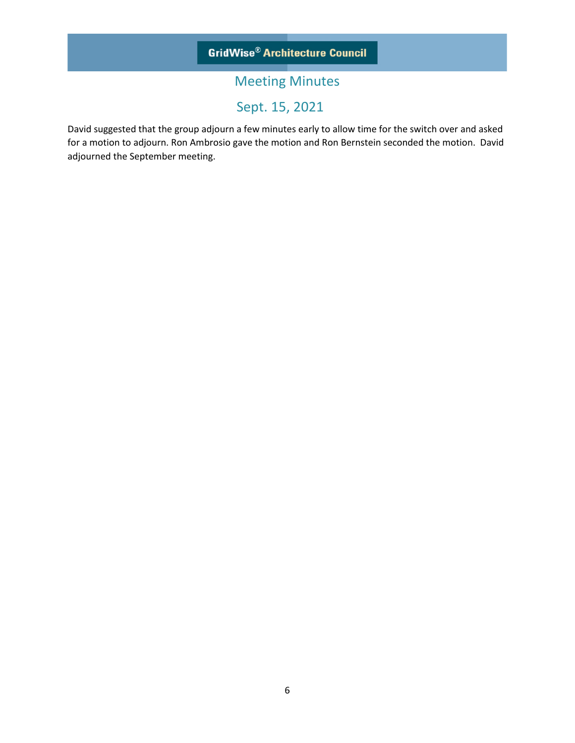David suggested that the group adjourn a few minutes early to allow time for the switch over and asked for a motion to adjourn. Ron Ambrosio gave the motion and Ron Bernstein seconded the motion. David adjourned the September meeting.